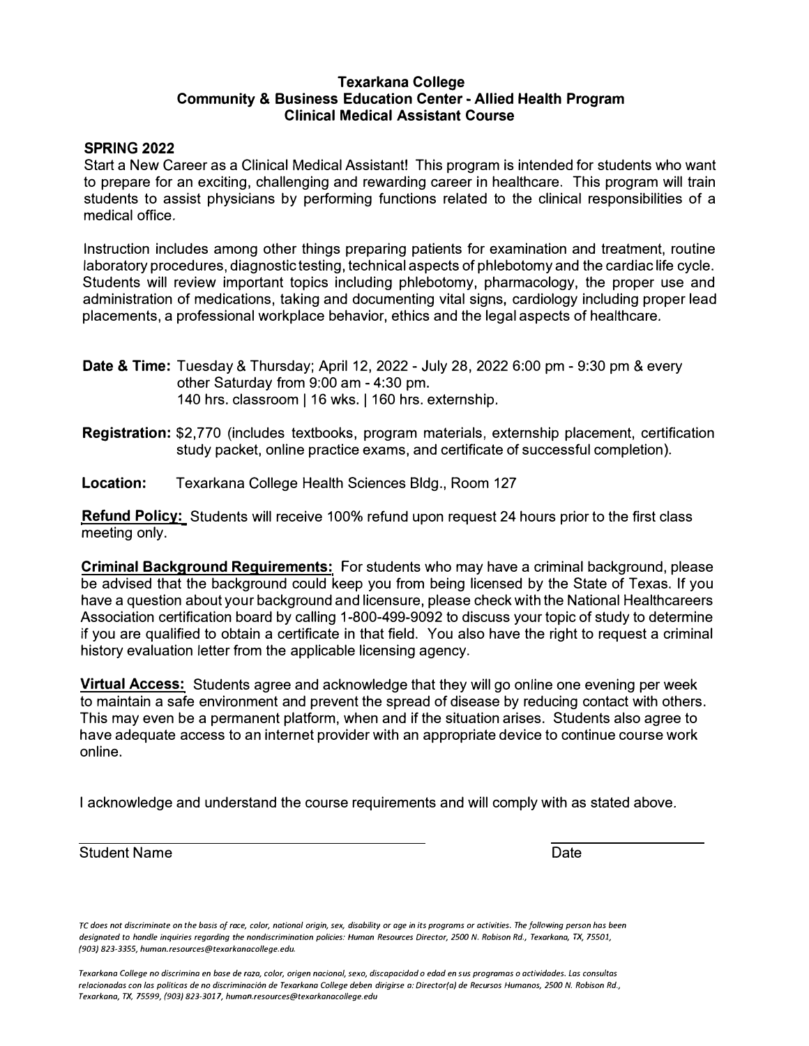# Texarkana College
## Community & Business Education Center - Allied Health Program
## Clinical Medical Assistant Course

**SPRING 2022**

Start a New Career as a Clinical Medical Assistant! This program is intended for students who want to prepare for an exciting, challenging and rewarding career in healthcare. This program will train students to assist physicians by performing functions related to the clinical responsibilities of a medical office.

Instruction includes among other things preparing patients for examination and treatment, routine laboratory procedures, diagnostic testing, technical aspects of phlebotomy and the cardiac life cycle. Students will review important topics including phlebotomy, pharmacology, the proper use and administration of medications, taking and documenting vital signs, cardiology including proper lead placements, a professional workplace behavior, ethics and the legal aspects of healthcare.

**Date & Time:** Tuesday & Thursday; April 12, 2022 - July 28, 2022 6:00 pm - 9:30 pm & every other Saturday from 9:00 am - 4:30 pm.
140 hrs. classroom | 16 wks. | 160 hrs. externship.

**Registration:** $2,770 (includes textbooks, program materials, externship placement, certification study packet, online practice exams, and certificate of successful completion).

**Location:** Texarkana College Health Sciences Bldg., Room 127

**Refund Policy:** Students will receive 100% refund upon request 24 hours prior to the first class meeting only.

**Criminal Background Requirements:** For students who may have a criminal background, please be advised that the background could keep you from being licensed by the State of Texas. If you have a question about your background and licensure, please check with the National Healthcareers Association certification board by calling 1-800-499-9092 to discuss your topic of study to determine if you are qualified to obtain a certificate in that field. You also have the right to request a criminal history evaluation letter from the applicable licensing agency.

**Virtual Access:** Students agree and acknowledge that they will go online one evening per week to maintain a safe environment and prevent the spread of disease by reducing contact with others. This may even be a permanent platform, when and if the situation arises. Students also agree to have adequate access to an internet provider with an appropriate device to continue course work online.

I acknowledge and understand the course requirements and will comply with as stated above.

Student Name ______________________________ Date ______________

*TC does not discriminate on the basis of race, color, national origin, sex, disability or age in its programs or activities. The following person has been designated to handle inquiries regarding the nondiscrimination policies: Human Resources Director, 2500 N. Robison Rd., Texarkana, TX, 75501, (903) 823-3355, human.resources@texarkanacollege.edu.*

*Texarkana College no discrimina en base de raza, color, origen nacional, sexo, discapacidad o edad en sus programas o actividades. Las consultas relacionadas con las políticas de no discriminación de Texarkana College deben dirigirse a: Director(a) de Recursos Humanos, 2500 N. Robison Rd., Texarkana, TX, 75599, (903) 823-3017, human.resources@texarkanacollege.edu*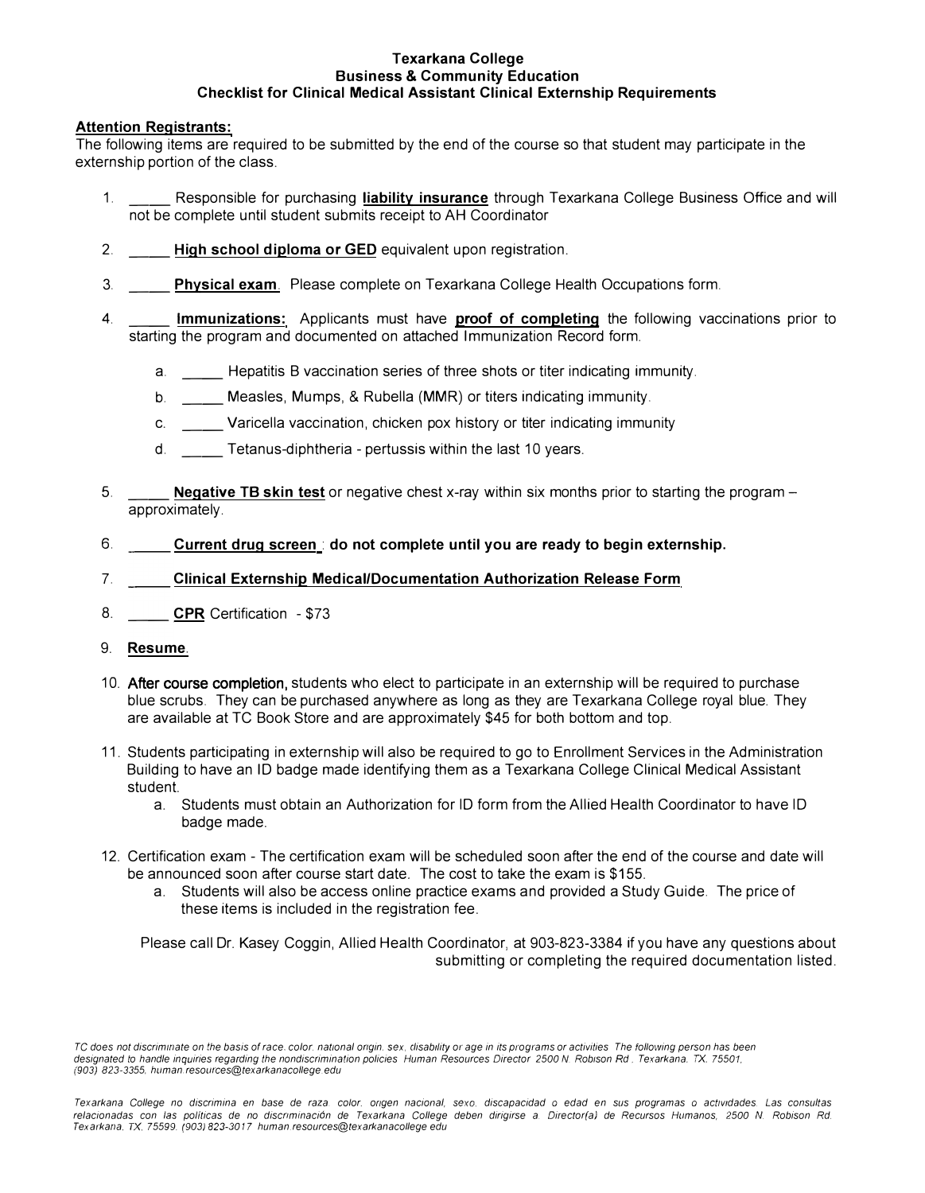**Texarkana College**
**Business & Community Education**
**Checklist for Clinical Medical Assistant Clinical Externship Requirements**

**Attention Registrants:**

The following items are required to be submitted by the end of the course so that student may participate in the externship portion of the class.

1. _____ Responsible for purchasing **liability insurance** through Texarkana College Business Office and will not be complete until student submits receipt to AH Coordinator
2. _____ **High school diploma or GED** equivalent upon registration.
3. _____ **Physical exam**. Please complete on Texarkana College Health Occupations form.
4. _____ **Immunizations:** Applicants must have **proof of completing** the following vaccinations prior to starting the program and documented on attached Immunization Record form.
   a. _____ Hepatitis B vaccination series of three shots or titer indicating immunity.
   b. _____ Measles, Mumps, & Rubella (MMR) or titers indicating immunity.
   c. _____ Varicella vaccination, chicken pox history or titer indicating immunity
   d. _____ Tetanus-diphtheria - pertussis within the last 10 years.
5. _____ **Negative TB skin test** or negative chest x-ray within six months prior to starting the program – approximately.
6. _____ **Current drug screen : do not complete until you are ready to begin externship.**
7. _____ **Clinical Externship Medical/Documentation Authorization Release Form**
8. _____ **CPR** Certification - $73
9. **Resume.**
10. **After course completion,** students who elect to participate in an externship will be required to purchase blue scrubs. They can be purchased anywhere as long as they are Texarkana College royal blue. They are available at TC Book Store and are approximately $45 for both bottom and top.
11. Students participating in externship will also be required to go to Enrollment Services in the Administration Building to have an ID badge made identifying them as a Texarkana College Clinical Medical Assistant student.
    a. Students must obtain an Authorization for ID form from the Allied Health Coordinator to have ID badge made.
12. Certification exam - The certification exam will be scheduled soon after the end of the course and date will be announced soon after course start date. The cost to take the exam is $155.
    a. Students will also be access online practice exams and provided a Study Guide. The price of these items is included in the registration fee.

Please call Dr. Kasey Coggin, Allied Health Coordinator, at 903-823-3384 if you have any questions about submitting or completing the required documentation listed.

*TC does not discriminate on the basis of race, color, national origin, sex, disability or age in its programs or activities. The following person has been designated to handle inquiries regarding the nondiscrimination policies: Human Resources Director, 2500 N. Robison Rd., Texarkana, TX, 75501, (903) 823-3355, human.resources@texarkanacollege.edu*

*Texarkana College no discrimina en base de raza, color, origen nacional, sexo, discapacidad o edad en sus programas o actividades. Las consultas relacionadas con las políticas de no discriminación de Texarkana College deben dirigirse a: Director(a) de Recursos Humanos, 2500 N. Robison Rd. Texarkana, TX, 75599. (903) 823-3017. human.resources@texarkanacollege.edu*